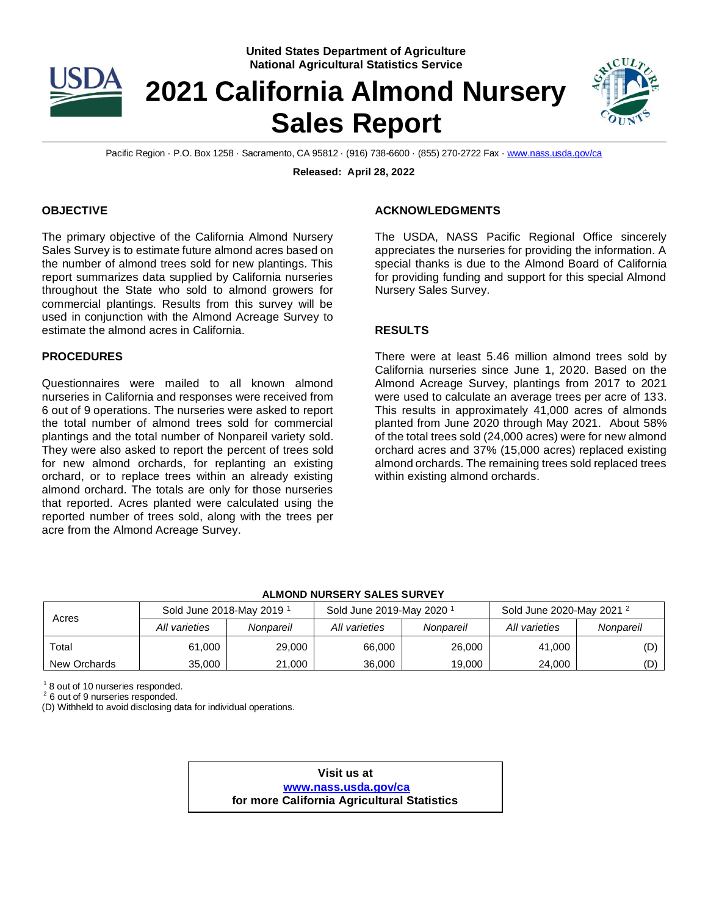United States Department of Agriculture
National Agricultural Statistics Service

# 2021 California Almond Nursery Sales Report

Pacific Region · P.O. Box 1258 · Sacramento, CA 95812 · (916) 738-6600 · (855) 270-2722 Fax · www.nass.usda.gov/ca

**Released: April 28, 2022**

## OBJECTIVE

The primary objective of the California Almond Nursery Sales Survey is to estimate future almond acres based on the number of almond trees sold for new plantings. This report summarizes data supplied by California nurseries throughout the State who sold to almond growers for commercial plantings. Results from this survey will be used in conjunction with the Almond Acreage Survey to estimate the almond acres in California.

## PROCEDURES

Questionnaires were mailed to all known almond nurseries in California and responses were received from 6 out of 9 operations. The nurseries were asked to report the total number of almond trees sold for commercial plantings and the total number of Nonpareil variety sold. They were also asked to report the percent of trees sold for new almond orchards, for replanting an existing orchard, or to replace trees within an already existing almond orchard. The totals are only for those nurseries that reported. Acres planted were calculated using the reported number of trees sold, along with the trees per acre from the Almond Acreage Survey.

## ACKNOWLEDGMENTS

The USDA, NASS Pacific Regional Office sincerely appreciates the nurseries for providing the information. A special thanks is due to the Almond Board of California for providing funding and support for this special Almond Nursery Sales Survey.

## RESULTS

There were at least 5.46 million almond trees sold by California nurseries since June 1, 2020. Based on the Almond Acreage Survey, plantings from 2017 to 2021 were used to calculate an average trees per acre of 133. This results in approximately 41,000 acres of almonds planted from June 2020 through May 2021. About 58% of the total trees sold (24,000 acres) were for new almond orchard acres and 37% (15,000 acres) replaced existing almond orchards. The remaining trees sold replaced trees within existing almond orchards.

**ALMOND NURSERY SALES SURVEY**

| Acres | Sold June 2018-May 2019 [1] | | Sold June 2019-May 2020 [1] | | Sold June 2020-May 2021 [2] | |
|---|---|---|---|---|---|---|
| | *All varieties* | *Nonpareil* | *All varieties* | *Nonpareil* | *All varieties* | *Nonpareil* |
| Total | 61,000 | 29,000 | 66,000 | 26,000 | 41,000 | (D) |
| New Orchards | 35,000 | 21,000 | 36,000 | 19,000 | 24,000 | (D) |

[1] 8 out of 10 nurseries responded.
[2] 6 out of 9 nurseries responded.
(D) Withheld to avoid disclosing data for individual operations.

**Visit us at**
**www.nass.usda.gov/ca**
**for more California Agricultural Statistics**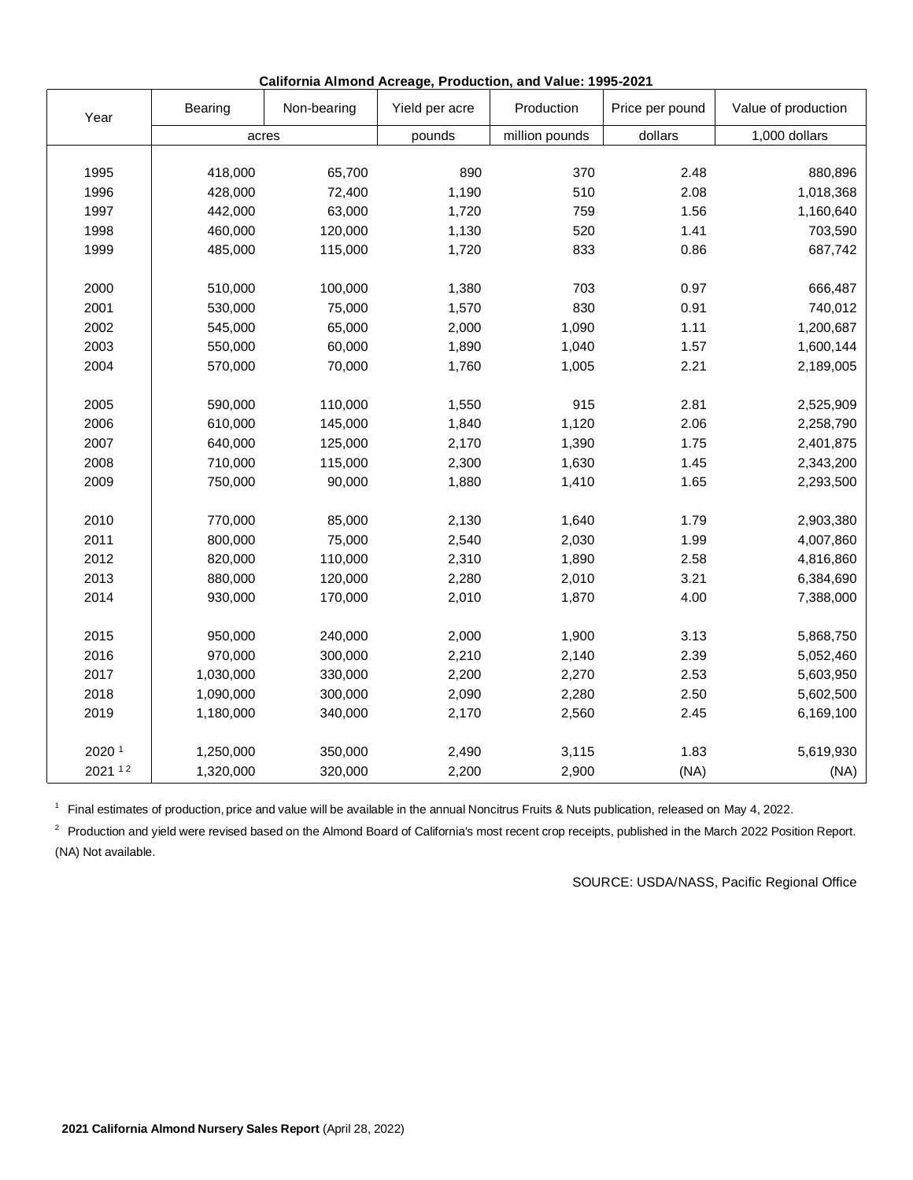**California Almond Acreage, Production, and Value: 1995-2021**

| Year | Bearing | Non-bearing | Yield per acre | Production | Price per pound | Value of production |
|---|---|---|---|---|---|---|
| | acres | | pounds | million pounds | dollars | 1,000 dollars |
| 1995 | 418,000 | 65,700 | 890 | 370 | 2.48 | 880,896 |
| 1996 | 428,000 | 72,400 | 1,190 | 510 | 2.08 | 1,018,368 |
| 1997 | 442,000 | 63,000 | 1,720 | 759 | 1.56 | 1,160,640 |
| 1998 | 460,000 | 120,000 | 1,130 | 520 | 1.41 | 703,590 |
| 1999 | 485,000 | 115,000 | 1,720 | 833 | 0.86 | 687,742 |
| 2000 | 510,000 | 100,000 | 1,380 | 703 | 0.97 | 666,487 |
| 2001 | 530,000 | 75,000 | 1,570 | 830 | 0.91 | 740,012 |
| 2002 | 545,000 | 65,000 | 2,000 | 1,090 | 1.11 | 1,200,687 |
| 2003 | 550,000 | 60,000 | 1,890 | 1,040 | 1.57 | 1,600,144 |
| 2004 | 570,000 | 70,000 | 1,760 | 1,005 | 2.21 | 2,189,005 |
| 2005 | 590,000 | 110,000 | 1,550 | 915 | 2.81 | 2,525,909 |
| 2006 | 610,000 | 145,000 | 1,840 | 1,120 | 2.06 | 2,258,790 |
| 2007 | 640,000 | 125,000 | 2,170 | 1,390 | 1.75 | 2,401,875 |
| 2008 | 710,000 | 115,000 | 2,300 | 1,630 | 1.45 | 2,343,200 |
| 2009 | 750,000 | 90,000 | 1,880 | 1,410 | 1.65 | 2,293,500 |
| 2010 | 770,000 | 85,000 | 2,130 | 1,640 | 1.79 | 2,903,380 |
| 2011 | 800,000 | 75,000 | 2,540 | 2,030 | 1.99 | 4,007,860 |
| 2012 | 820,000 | 110,000 | 2,310 | 1,890 | 2.58 | 4,816,860 |
| 2013 | 880,000 | 120,000 | 2,280 | 2,010 | 3.21 | 6,384,690 |
| 2014 | 930,000 | 170,000 | 2,010 | 1,870 | 4.00 | 7,388,000 |
| 2015 | 950,000 | 240,000 | 2,000 | 1,900 | 3.13 | 5,868,750 |
| 2016 | 970,000 | 300,000 | 2,210 | 2,140 | 2.39 | 5,052,460 |
| 2017 | 1,030,000 | 330,000 | 2,200 | 2,270 | 2.53 | 5,603,950 |
| 2018 | 1,090,000 | 300,000 | 2,090 | 2,280 | 2.50 | 5,602,500 |
| 2019 | 1,180,000 | 340,000 | 2,170 | 2,560 | 2.45 | 6,169,100 |
| 2020 [1] | 1,250,000 | 350,000 | 2,490 | 3,115 | 1.83 | 5,619,930 |
| 2021 [1 2] | 1,320,000 | 320,000 | 2,200 | 2,900 | (NA) | (NA) |

[1] Final estimates of production, price and value will be available in the annual Noncitrus Fruits & Nuts publication, released on May 4, 2022.

[2] Production and yield were revised based on the Almond Board of California's most recent crop receipts, published in the March 2022 Position Report.

(NA) Not available.

SOURCE: USDA/NASS, Pacific Regional Office